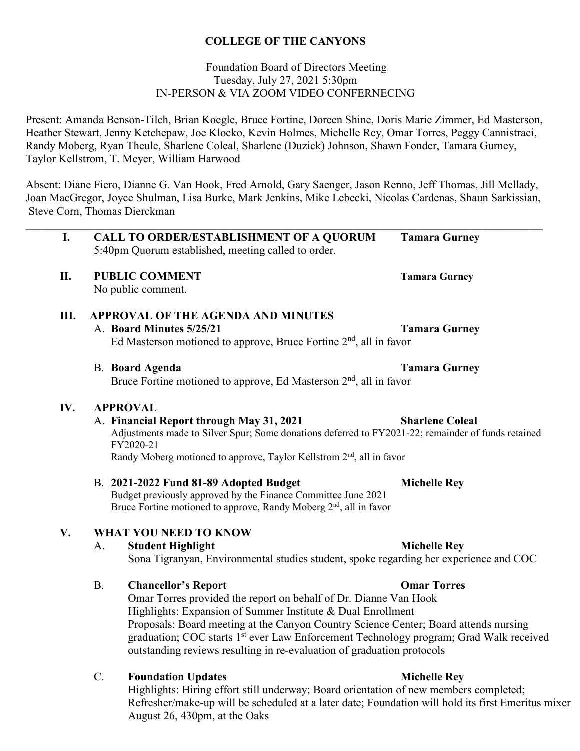# COLLEGE OF THE CANYONS

Foundation Board of Directors Meeting
Tuesday, July 27, 2021 5:30pm
IN-PERSON & VIA ZOOM VIDEO CONFERNECING

Present: Amanda Benson-Tilch, Brian Koegle, Bruce Fortine, Doreen Shine, Doris Marie Zimmer, Ed Masterson, Heather Stewart, Jenny Ketchepaw, Joe Klocko, Kevin Holmes, Michelle Rey, Omar Torres, Peggy Cannistraci, Randy Moberg, Ryan Theule, Sharlene Coleal, Sharlene (Duzick) Johnson, Shawn Fonder, Tamara Gurney, Taylor Kellstrom, T. Meyer, William Harwood

Absent: Diane Fiero, Dianne G. Van Hook, Fred Arnold, Gary Saenger, Jason Renno, Jeff Thomas, Jill Mellady, Joan MacGregor, Joyce Shulman, Lisa Burke, Mark Jenkins, Mike Lebecki, Nicolas Cardenas, Shaun Sarkissian, Steve Corn, Thomas Dierckman

---

## I. CALL TO ORDER/ESTABLISHMENT OF A QUORUM — Tamara Gurney

5:40pm Quorum established, meeting called to order.

## II. PUBLIC COMMENT — Tamara Gurney

No public comment.

## III. APPROVAL OF THE AGENDA AND MINUTES

A. **Board Minutes 5/25/21** — **Tamara Gurney**
Ed Masterson motioned to approve, Bruce Fortine 2nd, all in favor

B. **Board Agenda** — **Tamara Gurney**
Bruce Fortine motioned to approve, Ed Masterson 2nd, all in favor

## IV. APPROVAL

A. **Financial Report through May 31, 2021** — **Sharlene Coleal**
Adjustments made to Silver Spur; Some donations deferred to FY2021-22; remainder of funds retained FY2020-21
Randy Moberg motioned to approve, Taylor Kellstrom 2nd, all in favor

B. **2021-2022 Fund 81-89 Adopted Budget** — **Michelle Rey**
Budget previously approved by the Finance Committee June 2021
Bruce Fortine motioned to approve, Randy Moberg 2nd, all in favor

## V. WHAT YOU NEED TO KNOW

A. **Student Highlight** — **Michelle Rey**
Sona Tigranyan, Environmental studies student, spoke regarding her experience and COC

B. **Chancellor's Report** — **Omar Torres**
Omar Torres provided the report on behalf of Dr. Dianne Van Hook
Highlights: Expansion of Summer Institute & Dual Enrollment
Proposals: Board meeting at the Canyon Country Science Center; Board attends nursing graduation; COC starts 1st ever Law Enforcement Technology program; Grad Walk received outstanding reviews resulting in re-evaluation of graduation protocols

C. **Foundation Updates** — **Michelle Rey**
Highlights: Hiring effort still underway; Board orientation of new members completed; Refresher/make-up will be scheduled at a later date; Foundation will hold its first Emeritus mixer August 26, 430pm, at the Oaks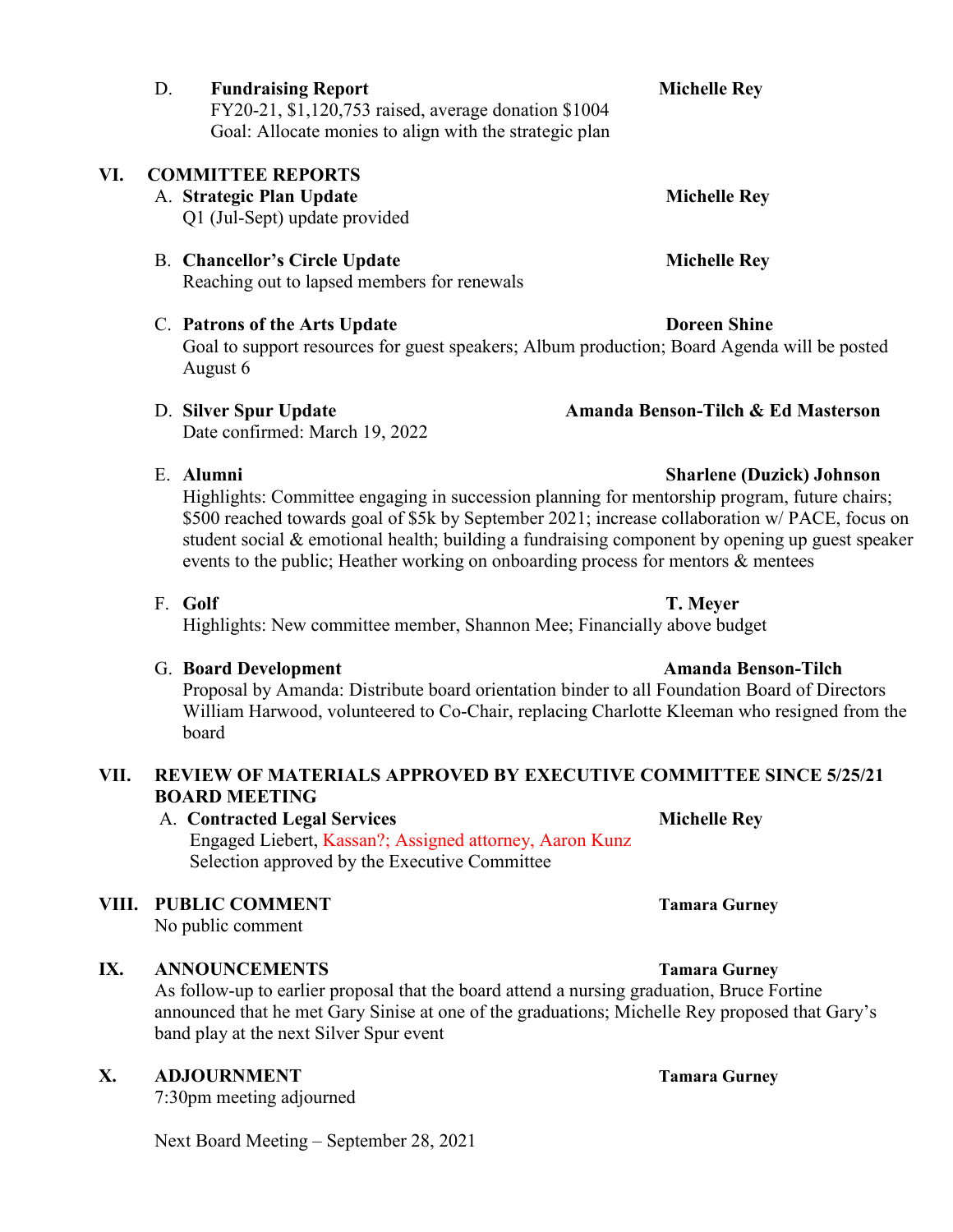D. **Fundraising Report** **Michelle Rey**
FY20-21, $1,120,753 raised, average donation $1004
Goal: Allocate monies to align with the strategic plan

## VI. COMMITTEE REPORTS

A. **Strategic Plan Update** **Michelle Rey**
Q1 (Jul-Sept) update provided

B. **Chancellor's Circle Update** **Michelle Rey**
Reaching out to lapsed members for renewals

C. **Patrons of the Arts Update** **Doreen Shine**
Goal to support resources for guest speakers; Album production; Board Agenda will be posted August 6

D. **Silver Spur Update** **Amanda Benson-Tilch & Ed Masterson**
Date confirmed: March 19, 2022

E. **Alumni** **Sharlene (Duzick) Johnson**
Highlights: Committee engaging in succession planning for mentorship program, future chairs; $500 reached towards goal of $5k by September 2021; increase collaboration w/ PACE, focus on student social & emotional health; building a fundraising component by opening up guest speaker events to the public; Heather working on onboarding process for mentors & mentees

F. **Golf** **T. Meyer**
Highlights: New committee member, Shannon Mee; Financially above budget

G. **Board Development** **Amanda Benson-Tilch**
Proposal by Amanda: Distribute board orientation binder to all Foundation Board of Directors
William Harwood, volunteered to Co-Chair, replacing Charlotte Kleeman who resigned from the board

## VII. REVIEW OF MATERIALS APPROVED BY EXECUTIVE COMMITTEE SINCE 5/25/21 BOARD MEETING

A. **Contracted Legal Services** **Michelle Rey**
Engaged Liebert, Kassan?; Assigned attorney, Aaron Kunz
Selection approved by the Executive Committee

## VIII. PUBLIC COMMENT **Tamara Gurney**

No public comment

## IX. ANNOUNCEMENTS **Tamara Gurney**

As follow-up to earlier proposal that the board attend a nursing graduation, Bruce Fortine announced that he met Gary Sinise at one of the graduations; Michelle Rey proposed that Gary's band play at the next Silver Spur event

## X. ADJOURNMENT **Tamara Gurney**

7:30pm meeting adjourned

Next Board Meeting – September 28, 2021